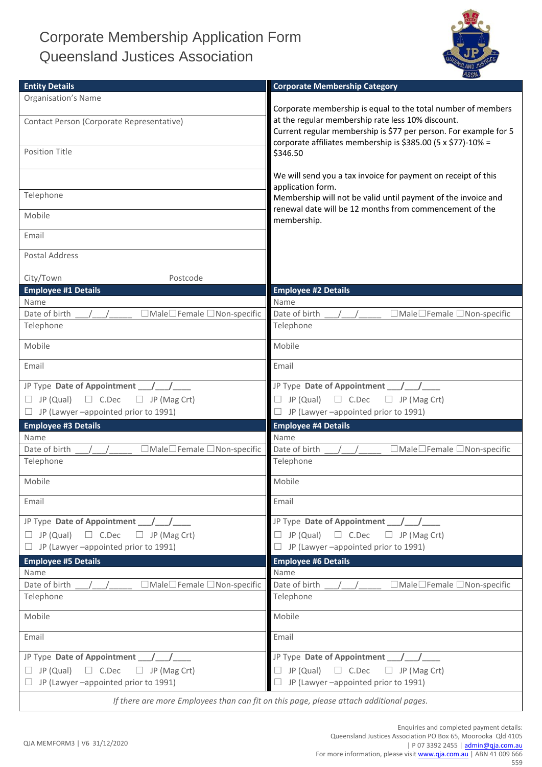# Corporate Membership Application Form
# Queensland Justices Association

| Entity Details | Corporate Membership Category |
|---|---|
| Organisation's Name | Corporate membership is equal to the total number of members at the regular membership rate less 10% discount. |
| Contact Person (Corporate Representative) | Current regular membership is $77 per person. For example for 5 corporate affiliates membership is $385.00 (5 x $77)-10% = $346.50 |
| Position Title | |
| | We will send you a tax invoice for payment on receipt of this application form. |
| Telephone | Membership will not be valid until payment of the invoice and renewal date will be 12 months from commencement of the membership. |
| Mobile | |
| Email | |
| Postal Address | |
| City/Town Postcode | |

| Employee #1 Details | Employee #2 Details |
|---|---|
| Name | Name |
| Date of birth \_\_\_/\_\_\_/\_\_\_\_\_ ☐Male☐Female ☐Non-specific | Date of birth \_\_\_/\_\_\_/\_\_\_\_\_ ☐Male☐Female ☐Non-specific |
| Telephone | Telephone |
| Mobile | Mobile |
| Email | Email |
| JP Type **Date of Appointment** \_\_\_/\_\_\_/\_\_\_\_ | JP Type **Date of Appointment** \_\_\_/\_\_\_/\_\_\_\_ |
| ☐ JP (Qual) ☐ C.Dec ☐ JP (Mag Crt) | ☐ JP (Qual) ☐ C.Dec ☐ JP (Mag Crt) |
| ☐ JP (Lawyer –appointed prior to 1991) | ☐ JP (Lawyer –appointed prior to 1991) |

| Employee #3 Details | Employee #4 Details |
|---|---|
| Name | Name |
| Date of birth \_\_\_/\_\_\_/\_\_\_\_\_ ☐Male☐Female ☐Non-specific | Date of birth \_\_\_/\_\_\_/\_\_\_\_\_ ☐Male☐Female ☐Non-specific |
| Telephone | Telephone |
| Mobile | Mobile |
| Email | Email |
| JP Type **Date of Appointment** \_\_\_/\_\_\_/\_\_\_\_ | JP Type **Date of Appointment** \_\_\_/\_\_\_/\_\_\_\_ |
| ☐ JP (Qual) ☐ C.Dec ☐ JP (Mag Crt) | ☐ JP (Qual) ☐ C.Dec ☐ JP (Mag Crt) |
| ☐ JP (Lawyer –appointed prior to 1991) | ☐ JP (Lawyer –appointed prior to 1991) |

| Employee #5 Details | Employee #6 Details |
|---|---|
| Name | Name |
| Date of birth \_\_\_/\_\_\_/\_\_\_\_\_ ☐Male☐Female ☐Non-specific | Date of birth \_\_\_/\_\_\_/\_\_\_\_\_ ☐Male☐Female ☐Non-specific |
| Telephone | Telephone |
| Mobile | Mobile |
| Email | Email |
| JP Type **Date of Appointment** \_\_\_/\_\_\_/\_\_\_\_ | JP Type **Date of Appointment** \_\_\_/\_\_\_/\_\_\_\_ |
| ☐ JP (Qual) ☐ C.Dec ☐ JP (Mag Crt) | ☐ JP (Qual) ☐ C.Dec ☐ JP (Mag Crt) |
| ☐ JP (Lawyer –appointed prior to 1991) | ☐ JP (Lawyer –appointed prior to 1991) |

*If there are more Employees than can fit on this page, please attach additional pages.*

QJA MEMFORM3 | V6 31/12/2020

Enquiries and completed payment details:
Queensland Justices Association PO Box 65, Moorooka Qld 4105
| P 07 3392 2455 | admin@qja.com.au
For more information, please visit www.qja.com.au | ABN 41 009 666 559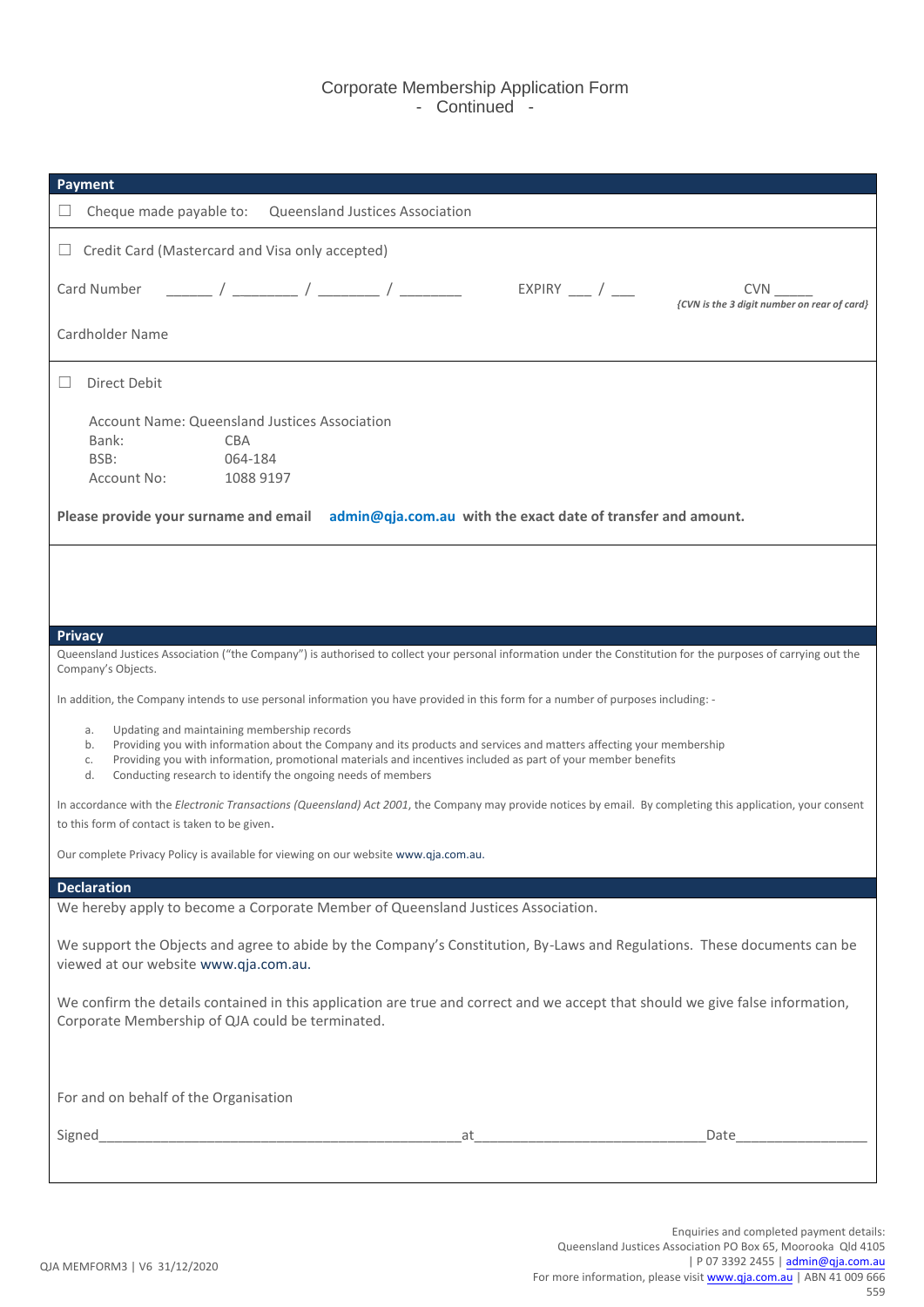# Corporate Membership Application Form
## - Continued -

## Payment

☐ Cheque made payable to: Queensland Justices Association

☐ Credit Card (Mastercard and Visa only accepted)

Card Number ______ / ________ / _______ / _______ EXPIRY ___ / ___ CVN _____
*{CVN is the 3 digit number on rear of card}*

Cardholder Name

☐ Direct Debit

Account Name: Queensland Justices Association
Bank: CBA
BSB: 064-184
Account No: 1088 9197

**Please provide your surname and email admin@qja.com.au with the exact date of transfer and amount.**

## Privacy

Queensland Justices Association ("the Company") is authorised to collect your personal information under the Constitution for the purposes of carrying out the Company's Objects.

In addition, the Company intends to use personal information you have provided in this form for a number of purposes including: -

a. Updating and maintaining membership records
b. Providing you with information about the Company and its products and services and matters affecting your membership
c. Providing you with information, promotional materials and incentives included as part of your member benefits
d. Conducting research to identify the ongoing needs of members

In accordance with the *Electronic Transactions (Queensland) Act 2001*, the Company may provide notices by email. By completing this application, your consent to this form of contact is taken to be given.

Our complete Privacy Policy is available for viewing on our website www.qja.com.au.

## Declaration

We hereby apply to become a Corporate Member of Queensland Justices Association.

We support the Objects and agree to abide by the Company's Constitution, By-Laws and Regulations. These documents can be viewed at our website www.qja.com.au.

We confirm the details contained in this application are true and correct and we accept that should we give false information, Corporate Membership of QJA could be terminated.

For and on behalf of the Organisation

Signed_____________________________________________at_____________________________Date_________________

QJA MEMFORM3 | V6 31/12/2020

Enquiries and completed payment details:
Queensland Justices Association PO Box 65, Moorooka Qld 4105
| P 07 3392 2455 | admin@qja.com.au
For more information, please visit www.qja.com.au | ABN 41 009 666 559